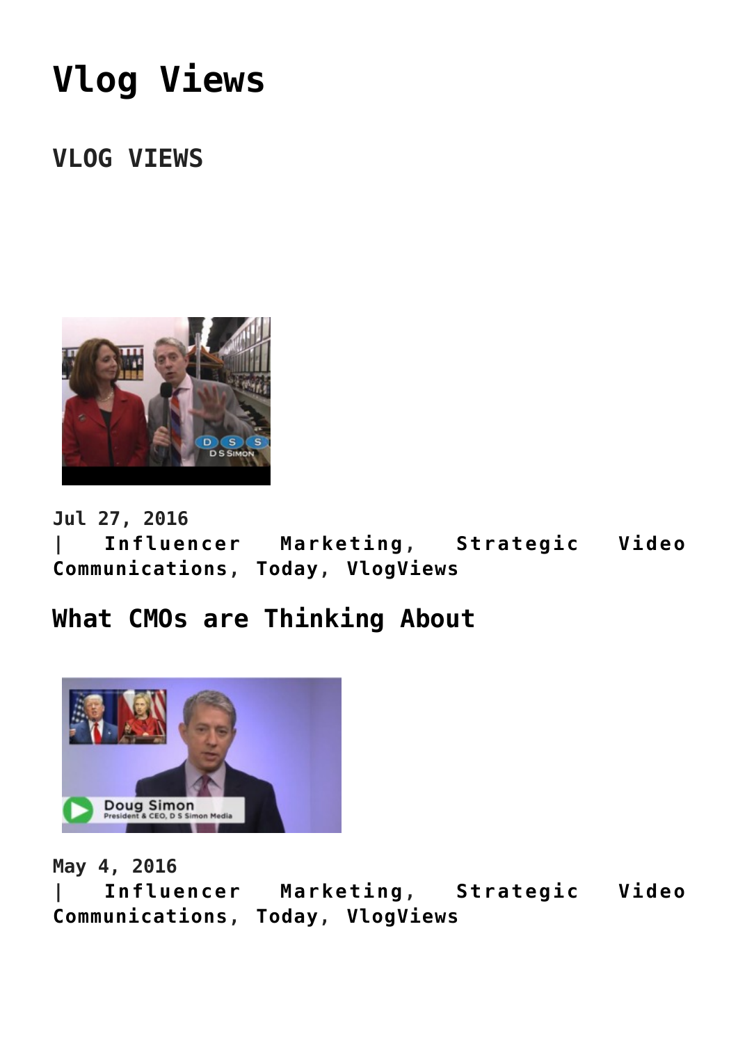# Vlog Views

## VLOG VIEWS

Jul 27, 2016
| Influencer Marketing, Strategic Video Communications, Today, VlogViews

## What CMOs are Thinking About

May 4, 2016
| Influencer Marketing, Strategic Video Communications, Today, VlogViews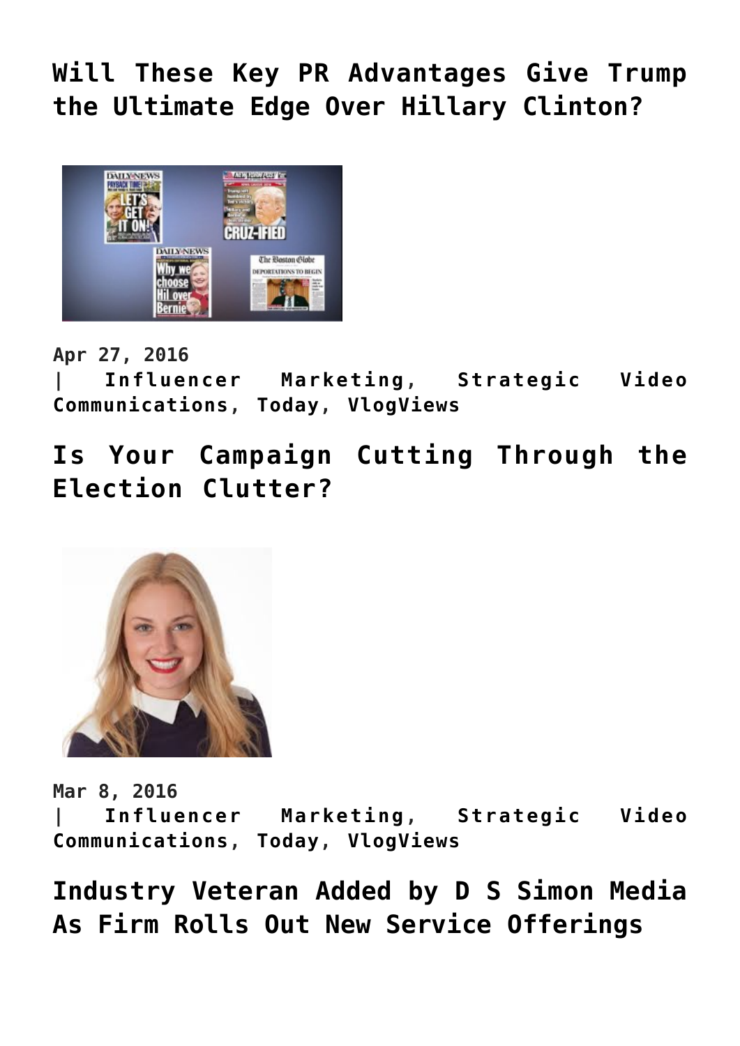## Will These Key PR Advantages Give Trump the Ultimate Edge Over Hillary Clinton?

Apr 27, 2016
| Influencer Marketing, Strategic Video Communications, Today, VlogViews

## Is Your Campaign Cutting Through the Election Clutter?

Mar 8, 2016
| Influencer Marketing, Strategic Video Communications, Today, VlogViews

## Industry Veteran Added by D S Simon Media As Firm Rolls Out New Service Offerings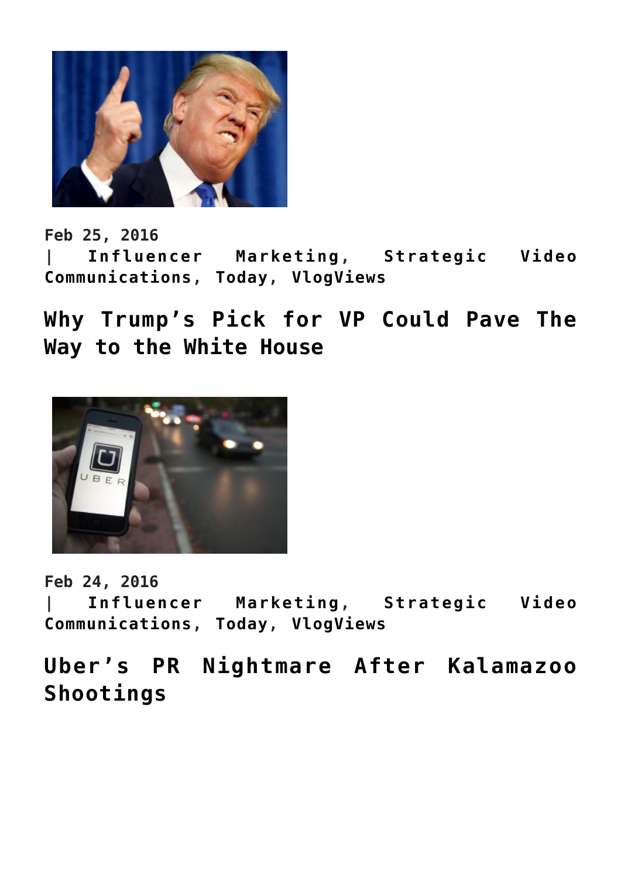Feb 25, 2016
| Influencer Marketing, Strategic Video Communications, Today, VlogViews

## Why Trump's Pick for VP Could Pave The Way to the White House

Feb 24, 2016
| Influencer Marketing, Strategic Video Communications, Today, VlogViews

## Uber's PR Nightmare After Kalamazoo Shootings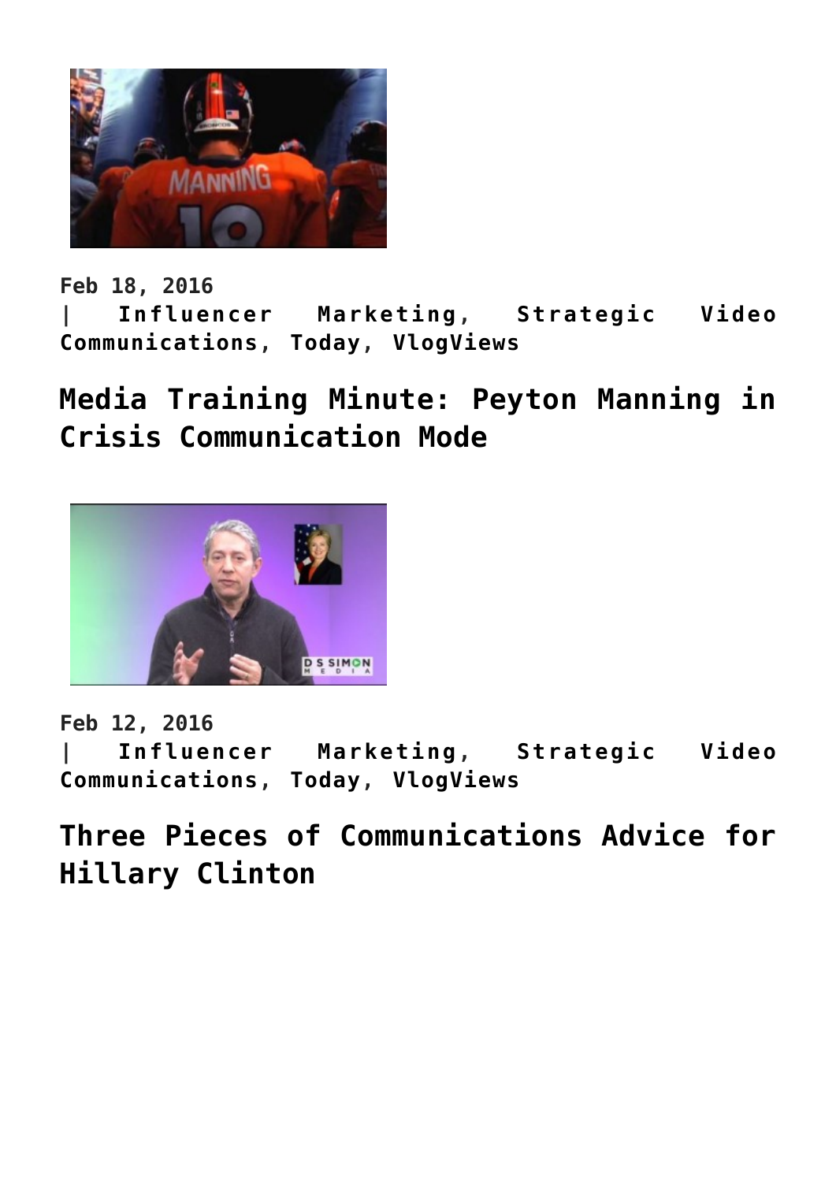Feb 18, 2016
| Influencer Marketing, Strategic Video Communications, Today, VlogViews

## Media Training Minute: Peyton Manning in Crisis Communication Mode

Feb 12, 2016
| Influencer Marketing, Strategic Video Communications, Today, VlogViews

## Three Pieces of Communications Advice for Hillary Clinton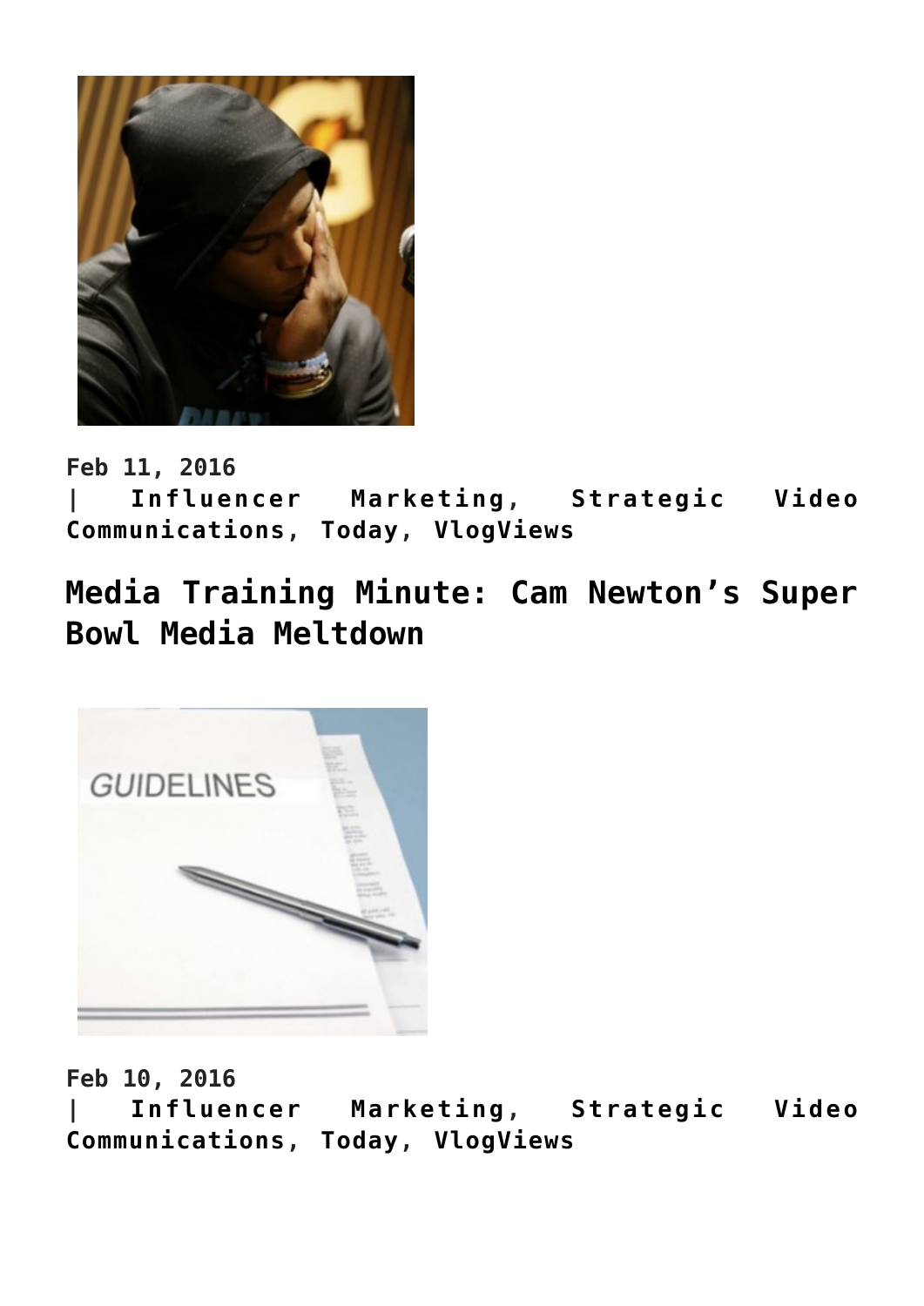Feb 11, 2016
| Influencer Marketing, Strategic Video Communications, Today, VlogViews

## Media Training Minute: Cam Newton's Super Bowl Media Meltdown

Feb 10, 2016
| Influencer Marketing, Strategic Video Communications, Today, VlogViews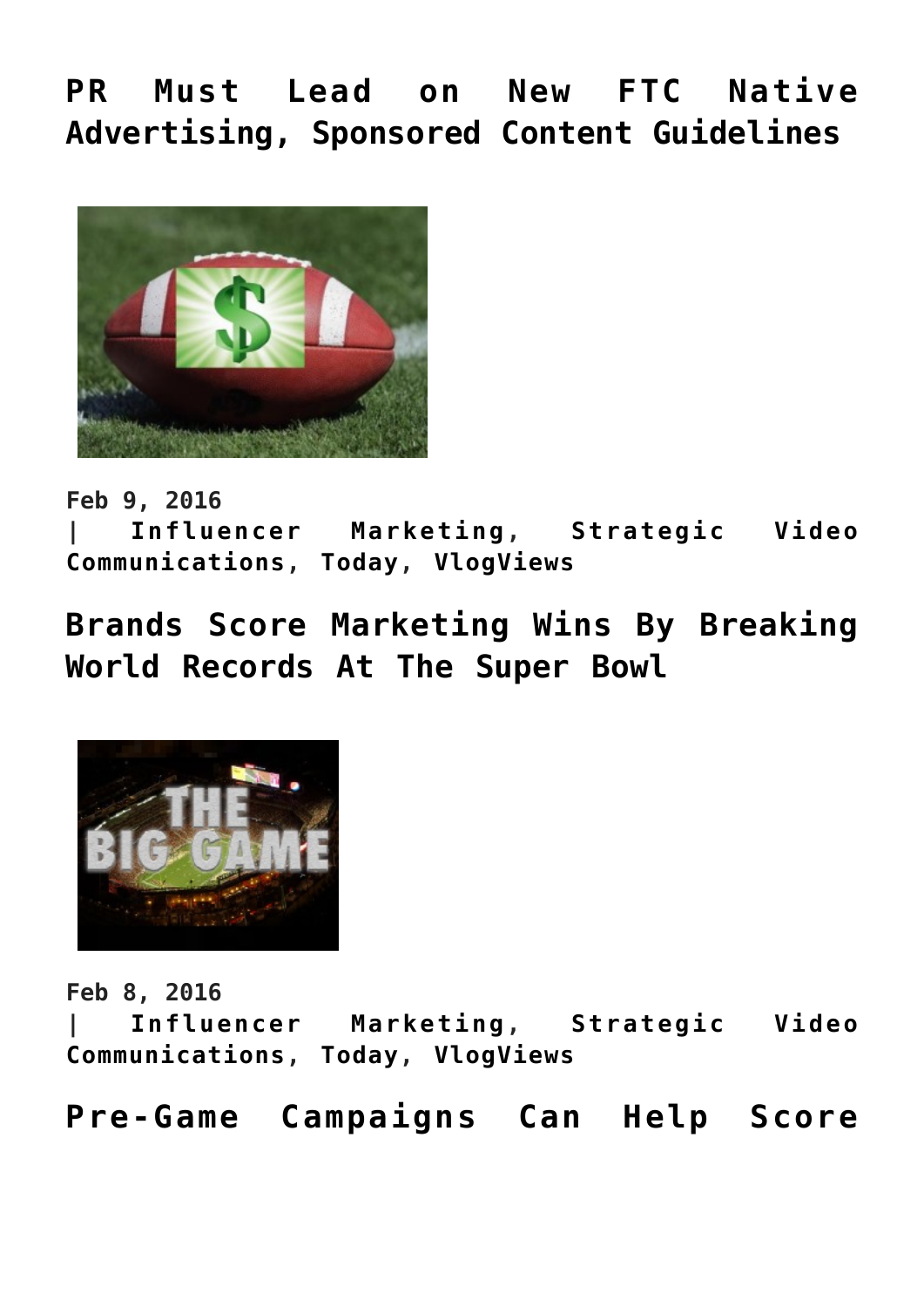## PR Must Lead on New FTC Native Advertising, Sponsored Content Guidelines

**Feb 9, 2016**
**| Influencer Marketing, Strategic Video Communications, Today, VlogViews**

## Brands Score Marketing Wins By Breaking World Records At The Super Bowl

**Feb 8, 2016**
**| Influencer Marketing, Strategic Video Communications, Today, VlogViews**

## Pre-Game Campaigns Can Help Score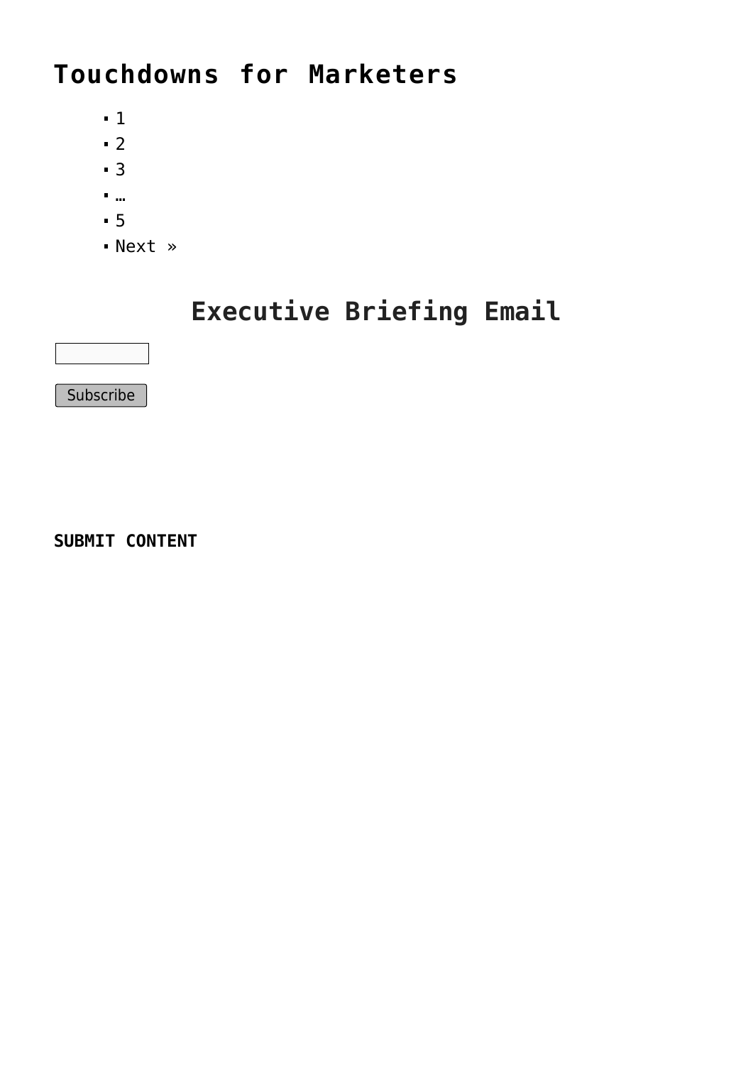## Touchdowns for Marketers

- 1
- 2
- 3
- …
- 5
- Next »

## Executive Briefing Email

Subscribe

**SUBMIT CONTENT**